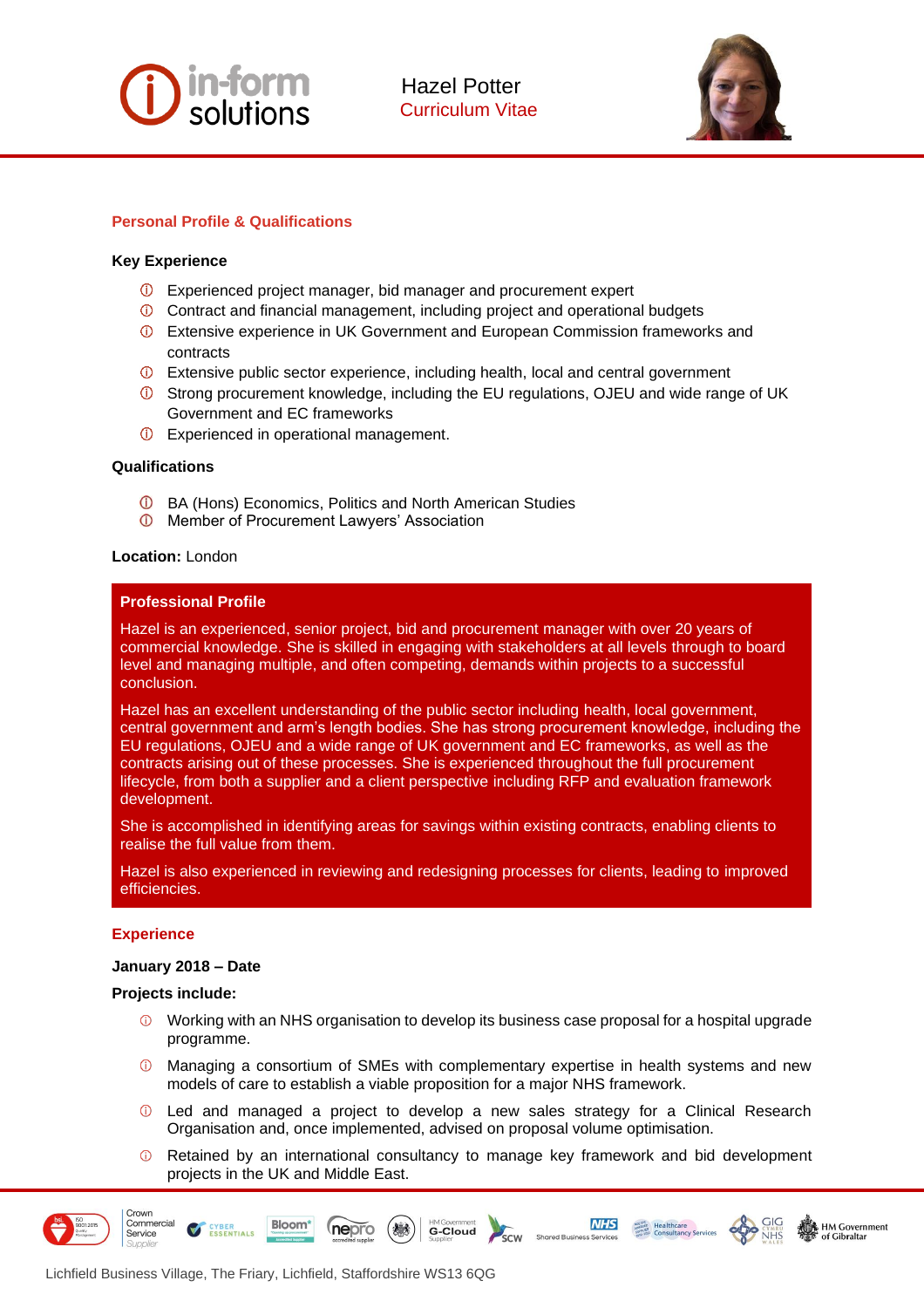Hazel Potter
Curriculum Vitae

## Personal Profile & Qualifications

### Key Experience

- Experienced project manager, bid manager and procurement expert
- Contract and financial management, including project and operational budgets
- Extensive experience in UK Government and European Commission frameworks and contracts
- Extensive public sector experience, including health, local and central government
- Strong procurement knowledge, including the EU regulations, OJEU and wide range of UK Government and EC frameworks
- Experienced in operational management.

### Qualifications

- BA (Hons) Economics, Politics and North American Studies
- Member of Procurement Lawyers' Association

**Location:** London

### Professional Profile

Hazel is an experienced, senior project, bid and procurement manager with over 20 years of commercial knowledge. She is skilled in engaging with stakeholders at all levels through to board level and managing multiple, and often competing, demands within projects to a successful conclusion.

Hazel has an excellent understanding of the public sector including health, local government, central government and arm's length bodies. She has strong procurement knowledge, including the EU regulations, OJEU and a wide range of UK government and EC frameworks, as well as the contracts arising out of these processes. She is experienced throughout the full procurement lifecycle, from both a supplier and a client perspective including RFP and evaluation framework development.

She is accomplished in identifying areas for savings within existing contracts, enabling clients to realise the full value from them.

Hazel is also experienced in reviewing and redesigning processes for clients, leading to improved efficiencies.

## Experience

**January 2018 – Date**

**Projects include:**

- Working with an NHS organisation to develop its business case proposal for a hospital upgrade programme.
- Managing a consortium of SMEs with complementary expertise in health systems and new models of care to establish a viable proposition for a major NHS framework.
- Led and managed a project to develop a new sales strategy for a Clinical Research Organisation and, once implemented, advised on proposal volume optimisation.
- Retained by an international consultancy to manage key framework and bid development projects in the UK and Middle East.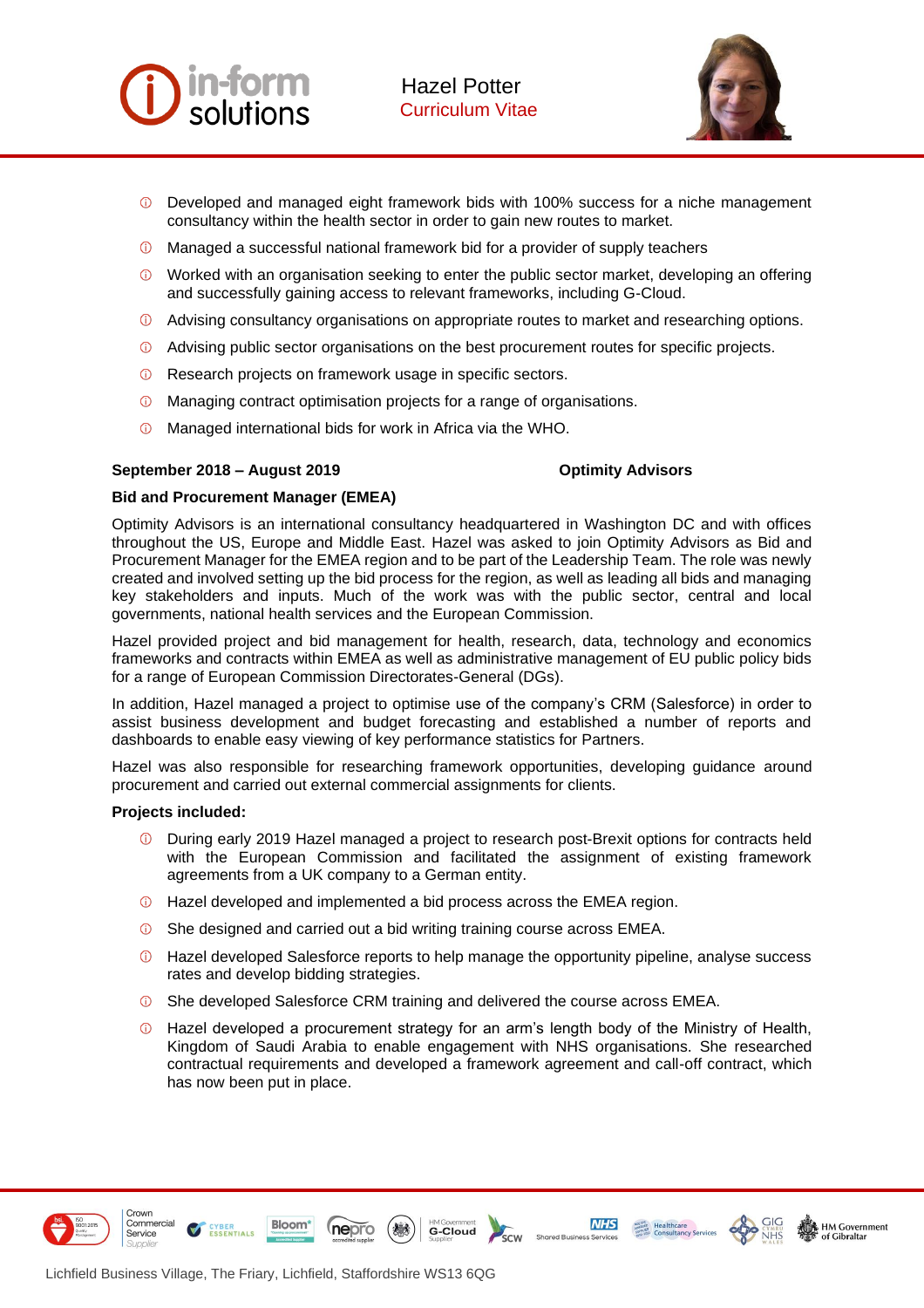- Developed and managed eight framework bids with 100% success for a niche management consultancy within the health sector in order to gain new routes to market.
- Managed a successful national framework bid for a provider of supply teachers
- Worked with an organisation seeking to enter the public sector market, developing an offering and successfully gaining access to relevant frameworks, including G-Cloud.
- Advising consultancy organisations on appropriate routes to market and researching options.
- Advising public sector organisations on the best procurement routes for specific projects.
- Research projects on framework usage in specific sectors.
- Managing contract optimisation projects for a range of organisations.
- Managed international bids for work in Africa via the WHO.

**September 2018 – August 2019** **Optimity Advisors**

**Bid and Procurement Manager (EMEA)**

Optimity Advisors is an international consultancy headquartered in Washington DC and with offices throughout the US, Europe and Middle East. Hazel was asked to join Optimity Advisors as Bid and Procurement Manager for the EMEA region and to be part of the Leadership Team. The role was newly created and involved setting up the bid process for the region, as well as leading all bids and managing key stakeholders and inputs. Much of the work was with the public sector, central and local governments, national health services and the European Commission.

Hazel provided project and bid management for health, research, data, technology and economics frameworks and contracts within EMEA as well as administrative management of EU public policy bids for a range of European Commission Directorates-General (DGs).

In addition, Hazel managed a project to optimise use of the company's CRM (Salesforce) in order to assist business development and budget forecasting and established a number of reports and dashboards to enable easy viewing of key performance statistics for Partners.

Hazel was also responsible for researching framework opportunities, developing guidance around procurement and carried out external commercial assignments for clients.

**Projects included:**

- During early 2019 Hazel managed a project to research post-Brexit options for contracts held with the European Commission and facilitated the assignment of existing framework agreements from a UK company to a German entity.
- Hazel developed and implemented a bid process across the EMEA region.
- She designed and carried out a bid writing training course across EMEA.
- Hazel developed Salesforce reports to help manage the opportunity pipeline, analyse success rates and develop bidding strategies.
- She developed Salesforce CRM training and delivered the course across EMEA.
- Hazel developed a procurement strategy for an arm's length body of the Ministry of Health, Kingdom of Saudi Arabia to enable engagement with NHS organisations. She researched contractual requirements and developed a framework agreement and call-off contract, which has now been put in place.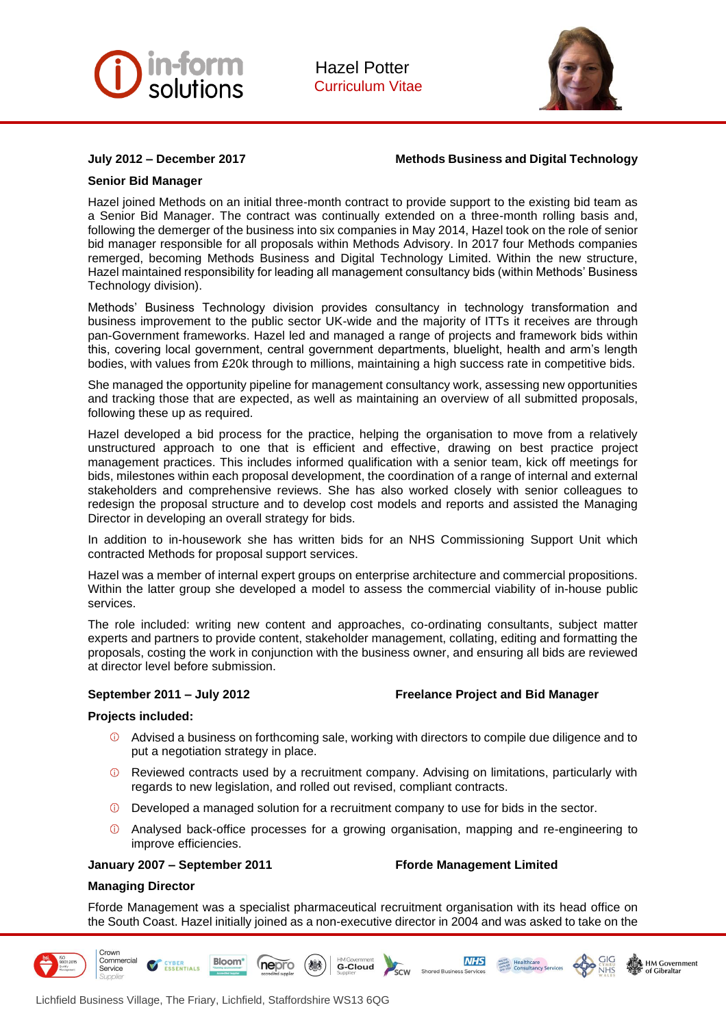**July 2012 – December 2017** **Methods Business and Digital Technology**

**Senior Bid Manager**

Hazel joined Methods on an initial three-month contract to provide support to the existing bid team as a Senior Bid Manager. The contract was continually extended on a three-month rolling basis and, following the demerger of the business into six companies in May 2014, Hazel took on the role of senior bid manager responsible for all proposals within Methods Advisory. In 2017 four Methods companies remerged, becoming Methods Business and Digital Technology Limited. Within the new structure, Hazel maintained responsibility for leading all management consultancy bids (within Methods' Business Technology division).

Methods' Business Technology division provides consultancy in technology transformation and business improvement to the public sector UK-wide and the majority of ITTs it receives are through pan-Government frameworks. Hazel led and managed a range of projects and framework bids within this, covering local government, central government departments, bluelight, health and arm's length bodies, with values from £20k through to millions, maintaining a high success rate in competitive bids.

She managed the opportunity pipeline for management consultancy work, assessing new opportunities and tracking those that are expected, as well as maintaining an overview of all submitted proposals, following these up as required.

Hazel developed a bid process for the practice, helping the organisation to move from a relatively unstructured approach to one that is efficient and effective, drawing on best practice project management practices. This includes informed qualification with a senior team, kick off meetings for bids, milestones within each proposal development, the coordination of a range of internal and external stakeholders and comprehensive reviews. She has also worked closely with senior colleagues to redesign the proposal structure and to develop cost models and reports and assisted the Managing Director in developing an overall strategy for bids.

In addition to in-housework she has written bids for an NHS Commissioning Support Unit which contracted Methods for proposal support services.

Hazel was a member of internal expert groups on enterprise architecture and commercial propositions. Within the latter group she developed a model to assess the commercial viability of in-house public services.

The role included: writing new content and approaches, co-ordinating consultants, subject matter experts and partners to provide content, stakeholder management, collating, editing and formatting the proposals, costing the work in conjunction with the business owner, and ensuring all bids are reviewed at director level before submission.

**September 2011 – July 2012** **Freelance Project and Bid Manager**

**Projects included:**

- Advised a business on forthcoming sale, working with directors to compile due diligence and to put a negotiation strategy in place.
- Reviewed contracts used by a recruitment company. Advising on limitations, particularly with regards to new legislation, and rolled out revised, compliant contracts.
- Developed a managed solution for a recruitment company to use for bids in the sector.
- Analysed back-office processes for a growing organisation, mapping and re-engineering to improve efficiencies.

**January 2007 – September 2011** **Fforde Management Limited**

**Managing Director**

Fforde Management was a specialist pharmaceutical recruitment organisation with its head office on the South Coast. Hazel initially joined as a non-executive director in 2004 and was asked to take on the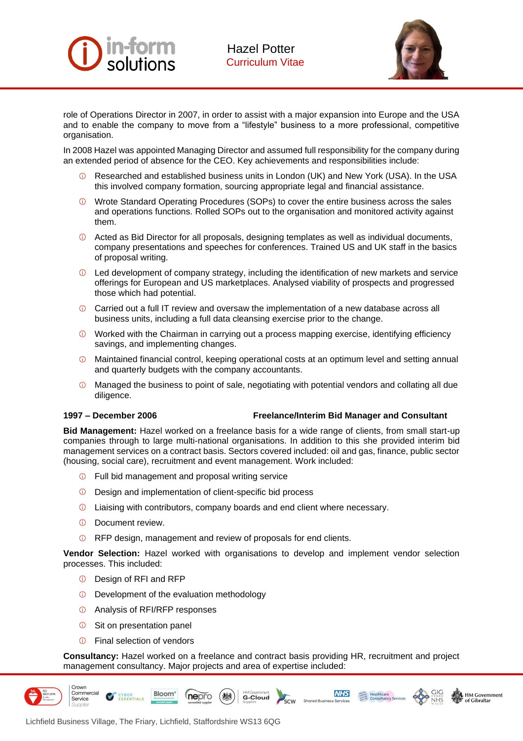role of Operations Director in 2007, in order to assist with a major expansion into Europe and the USA and to enable the company to move from a "lifestyle" business to a more professional, competitive organisation.

In 2008 Hazel was appointed Managing Director and assumed full responsibility for the company during an extended period of absence for the CEO. Key achievements and responsibilities include:

- Researched and established business units in London (UK) and New York (USA). In the USA this involved company formation, sourcing appropriate legal and financial assistance.
- Wrote Standard Operating Procedures (SOPs) to cover the entire business across the sales and operations functions. Rolled SOPs out to the organisation and monitored activity against them.
- Acted as Bid Director for all proposals, designing templates as well as individual documents, company presentations and speeches for conferences. Trained US and UK staff in the basics of proposal writing.
- Led development of company strategy, including the identification of new markets and service offerings for European and US marketplaces. Analysed viability of prospects and progressed those which had potential.
- Carried out a full IT review and oversaw the implementation of a new database across all business units, including a full data cleansing exercise prior to the change.
- Worked with the Chairman in carrying out a process mapping exercise, identifying efficiency savings, and implementing changes.
- Maintained financial control, keeping operational costs at an optimum level and setting annual and quarterly budgets with the company accountants.
- Managed the business to point of sale, negotiating with potential vendors and collating all due diligence.

**1997 – December 2006** **Freelance/Interim Bid Manager and Consultant**

**Bid Management:** Hazel worked on a freelance basis for a wide range of clients, from small start-up companies through to large multi-national organisations. In addition to this she provided interim bid management services on a contract basis. Sectors covered included: oil and gas, finance, public sector (housing, social care), recruitment and event management. Work included:

- Full bid management and proposal writing service
- Design and implementation of client-specific bid process
- Liaising with contributors, company boards and end client where necessary.
- Document review.
- RFP design, management and review of proposals for end clients.

**Vendor Selection:** Hazel worked with organisations to develop and implement vendor selection processes. This included:

- Design of RFI and RFP
- Development of the evaluation methodology
- Analysis of RFI/RFP responses
- Sit on presentation panel
- Final selection of vendors

**Consultancy:** Hazel worked on a freelance and contract basis providing HR, recruitment and project management consultancy. Major projects and area of expertise included: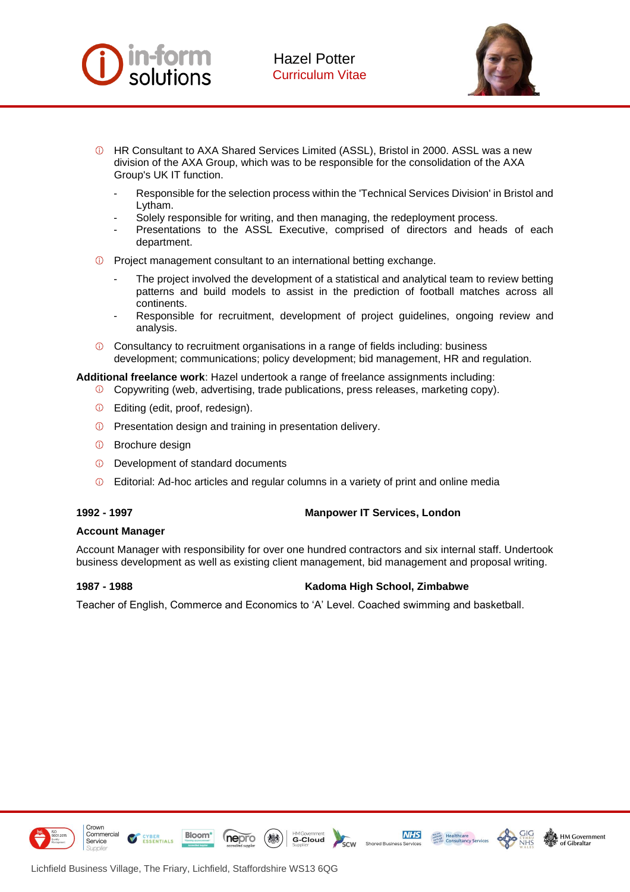- HR Consultant to AXA Shared Services Limited (ASSL), Bristol in 2000. ASSL was a new division of the AXA Group, which was to be responsible for the consolidation of the AXA Group's UK IT function.
    - Responsible for the selection process within the 'Technical Services Division' in Bristol and Lytham.
    - Solely responsible for writing, and then managing, the redeployment process.
    - Presentations to the ASSL Executive, comprised of directors and heads of each department.
- Project management consultant to an international betting exchange.
    - The project involved the development of a statistical and analytical team to review betting patterns and build models to assist in the prediction of football matches across all continents.
    - Responsible for recruitment, development of project guidelines, ongoing review and analysis.
- Consultancy to recruitment organisations in a range of fields including: business development; communications; policy development; bid management, HR and regulation.

**Additional freelance work**: Hazel undertook a range of freelance assignments including:

- Copywriting (web, advertising, trade publications, press releases, marketing copy).
- Editing (edit, proof, redesign).
- Presentation design and training in presentation delivery.
- Brochure design
- Development of standard documents
- Editorial: Ad-hoc articles and regular columns in a variety of print and online media

**1992 - 1997** **Manpower IT Services, London**

**Account Manager**

Account Manager with responsibility for over one hundred contractors and six internal staff. Undertook business development as well as existing client management, bid management and proposal writing.

**1987 - 1988** **Kadoma High School, Zimbabwe**

Teacher of English, Commerce and Economics to 'A' Level. Coached swimming and basketball.